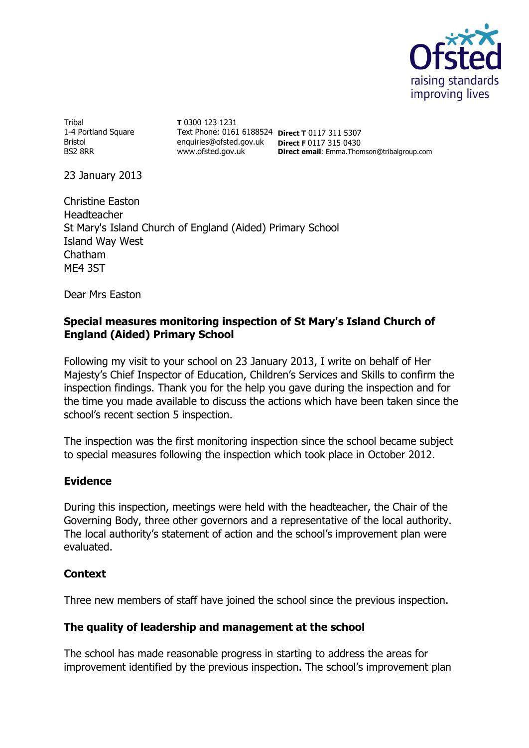Tribal
1-4 Portland Square
Bristol
BS2 8RR

**T** 0300 123 1231
Text Phone: 0161 6188524
enquiries@ofsted.gov.uk
www.ofsted.gov.uk

**Direct T** 0117 311 5307
**Direct F** 0117 315 0430
**Direct email**: Emma.Thomson@tribalgroup.com

23 January 2013

Christine Easton
Headteacher
St Mary's Island Church of England (Aided) Primary School
Island Way West
Chatham
ME4 3ST

Dear Mrs Easton

**Special measures monitoring inspection of St Mary's Island Church of England (Aided) Primary School**

Following my visit to your school on 23 January 2013, I write on behalf of Her Majesty's Chief Inspector of Education, Children's Services and Skills to confirm the inspection findings. Thank you for the help you gave during the inspection and for the time you made available to discuss the actions which have been taken since the school's recent section 5 inspection.

The inspection was the first monitoring inspection since the school became subject to special measures following the inspection which took place in October 2012.

## Evidence

During this inspection, meetings were held with the headteacher, the Chair of the Governing Body, three other governors and a representative of the local authority. The local authority's statement of action and the school's improvement plan were evaluated.

## Context

Three new members of staff have joined the school since the previous inspection.

## The quality of leadership and management at the school

The school has made reasonable progress in starting to address the areas for improvement identified by the previous inspection. The school's improvement plan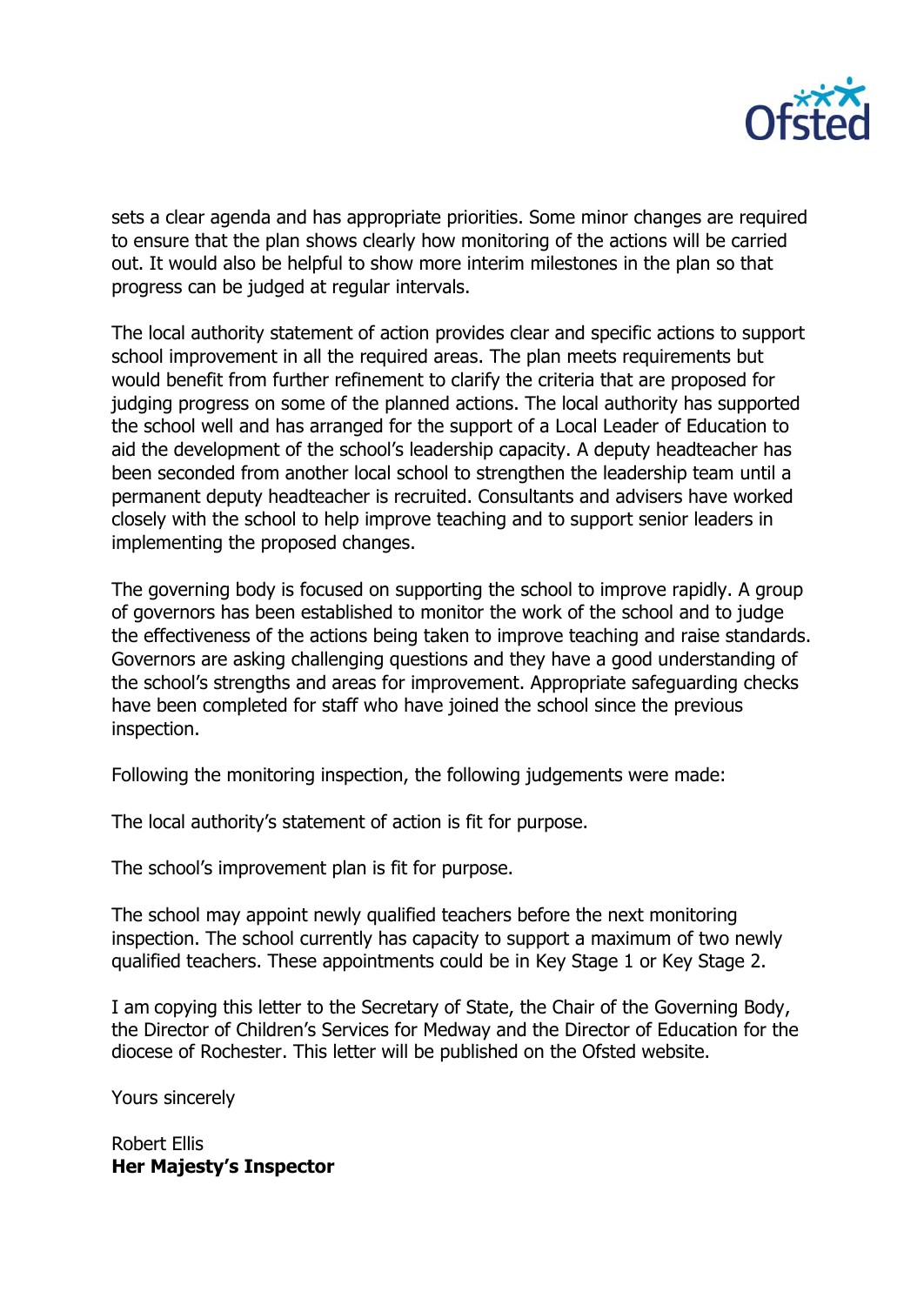sets a clear agenda and has appropriate priorities. Some minor changes are required to ensure that the plan shows clearly how monitoring of the actions will be carried out. It would also be helpful to show more interim milestones in the plan so that progress can be judged at regular intervals.

The local authority statement of action provides clear and specific actions to support school improvement in all the required areas. The plan meets requirements but would benefit from further refinement to clarify the criteria that are proposed for judging progress on some of the planned actions. The local authority has supported the school well and has arranged for the support of a Local Leader of Education to aid the development of the school's leadership capacity. A deputy headteacher has been seconded from another local school to strengthen the leadership team until a permanent deputy headteacher is recruited. Consultants and advisers have worked closely with the school to help improve teaching and to support senior leaders in implementing the proposed changes.

The governing body is focused on supporting the school to improve rapidly. A group of governors has been established to monitor the work of the school and to judge the effectiveness of the actions being taken to improve teaching and raise standards. Governors are asking challenging questions and they have a good understanding of the school's strengths and areas for improvement. Appropriate safeguarding checks have been completed for staff who have joined the school since the previous inspection.

Following the monitoring inspection, the following judgements were made:

The local authority's statement of action is fit for purpose.

The school's improvement plan is fit for purpose.

The school may appoint newly qualified teachers before the next monitoring inspection. The school currently has capacity to support a maximum of two newly qualified teachers. These appointments could be in Key Stage 1 or Key Stage 2.

I am copying this letter to the Secretary of State, the Chair of the Governing Body, the Director of Children's Services for Medway and the Director of Education for the diocese of Rochester. This letter will be published on the Ofsted website.

Yours sincerely

Robert Ellis
**Her Majesty's Inspector**